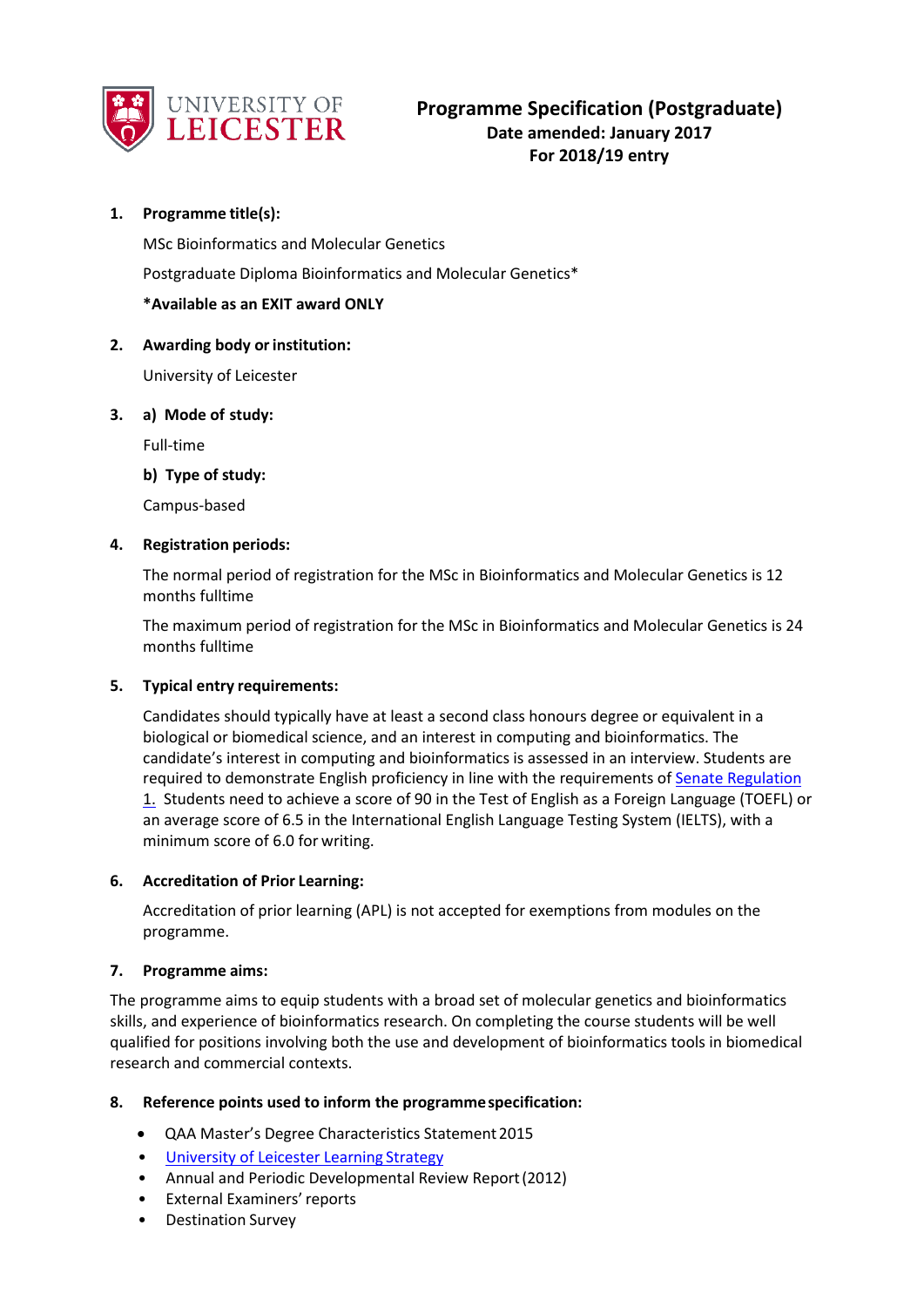UNIVERSITY OF LEICESTER

# Programme Specification (Postgraduate)

**Date amended: January 2017**

**For 2018/19 entry**

**1. Programme title(s):**

MSc Bioinformatics and Molecular Genetics

Postgraduate Diploma Bioinformatics and Molecular Genetics*

***Available as an EXIT award ONLY**

**2. Awarding body or institution:**

University of Leicester

**3. a) Mode of study:**

Full-time

**b) Type of study:**

Campus-based

**4. Registration periods:**

The normal period of registration for the MSc in Bioinformatics and Molecular Genetics is 12 months fulltime

The maximum period of registration for the MSc in Bioinformatics and Molecular Genetics is 24 months fulltime

**5. Typical entry requirements:**

Candidates should typically have at least a second class honours degree or equivalent in a biological or biomedical science, and an interest in computing and bioinformatics. The candidate's interest in computing and bioinformatics is assessed in an interview. Students are required to demonstrate English proficiency in line with the requirements of Senate Regulation 1. Students need to achieve a score of 90 in the Test of English as a Foreign Language (TOEFL) or an average score of 6.5 in the International English Language Testing System (IELTS), with a minimum score of 6.0 for writing.

**6. Accreditation of Prior Learning:**

Accreditation of prior learning (APL) is not accepted for exemptions from modules on the programme.

**7. Programme aims:**

The programme aims to equip students with a broad set of molecular genetics and bioinformatics skills, and experience of bioinformatics research. On completing the course students will be well qualified for positions involving both the use and development of bioinformatics tools in biomedical research and commercial contexts.

**8. Reference points used to inform the programme specification:**

- QAA Master's Degree Characteristics Statement 2015
- University of Leicester Learning Strategy
- Annual and Periodic Developmental Review Report (2012)
- External Examiners' reports
- Destination Survey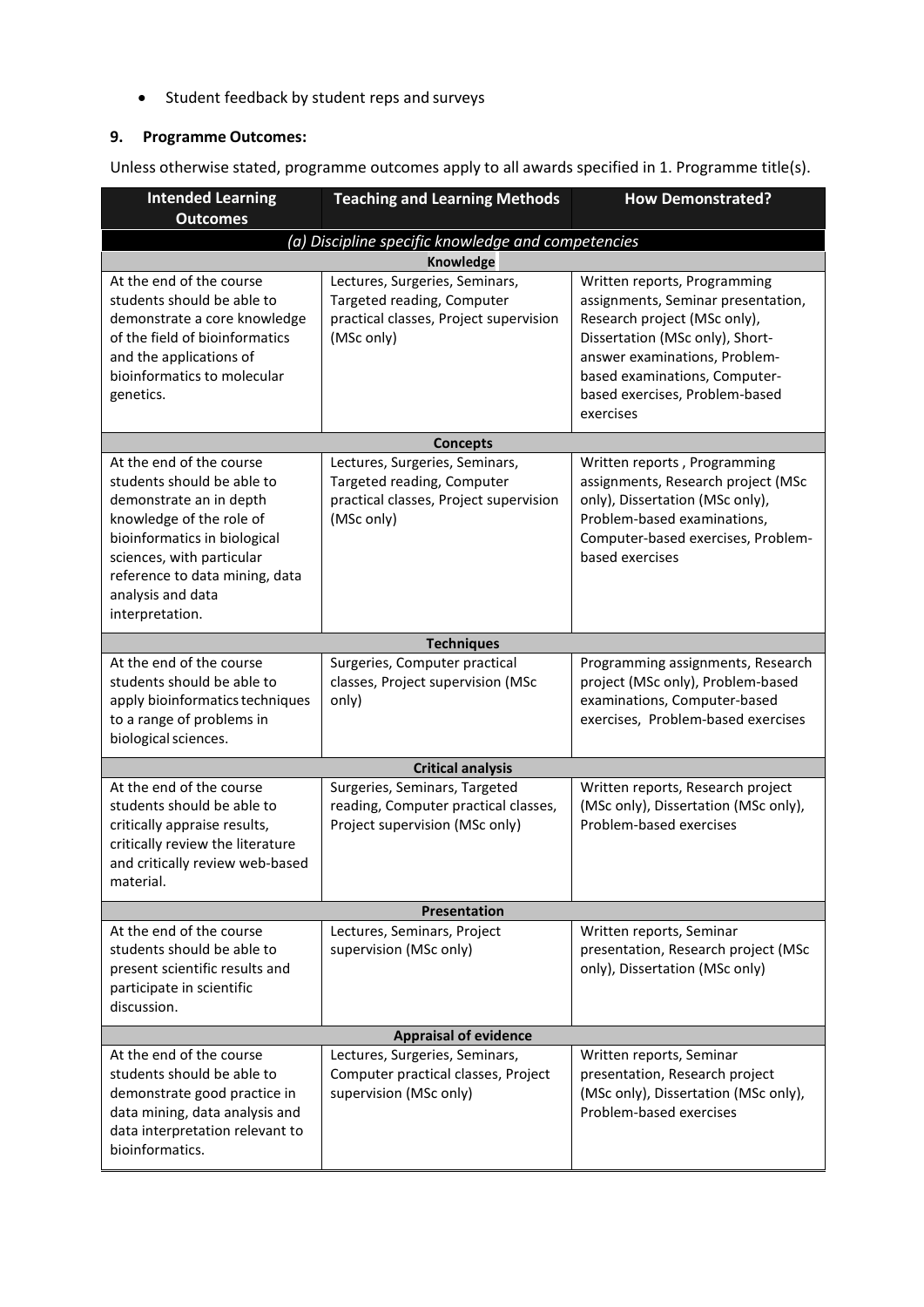- Student feedback by student reps and surveys

## 9. Programme Outcomes:

Unless otherwise stated, programme outcomes apply to all awards specified in 1. Programme title(s).

| Intended Learning Outcomes | Teaching and Learning Methods | How Demonstrated? |
|---|---|---|
| *(a) Discipline specific knowledge and competencies* | | |
| **Knowledge** | | |
| At the end of the course students should be able to demonstrate a core knowledge of the field of bioinformatics and the applications of bioinformatics to molecular genetics. | Lectures, Surgeries, Seminars, Targeted reading, Computer practical classes, Project supervision (MSc only) | Written reports, Programming assignments, Seminar presentation, Research project (MSc only), Dissertation (MSc only), Short-answer examinations, Problem-based examinations, Computer-based exercises, Problem-based exercises |
| **Concepts** | | |
| At the end of the course students should be able to demonstrate an in depth knowledge of the role of bioinformatics in biological sciences, with particular reference to data mining, data analysis and data interpretation. | Lectures, Surgeries, Seminars, Targeted reading, Computer practical classes, Project supervision (MSc only) | Written reports , Programming assignments, Research project (MSc only), Dissertation (MSc only), Problem-based examinations, Computer-based exercises, Problem-based exercises |
| **Techniques** | | |
| At the end of the course students should be able to apply bioinformatics techniques to a range of problems in biological sciences. | Surgeries, Computer practical classes, Project supervision (MSc only) | Programming assignments, Research project (MSc only), Problem-based examinations, Computer-based exercises, Problem-based exercises |
| **Critical analysis** | | |
| At the end of the course students should be able to critically appraise results, critically review the literature and critically review web-based material. | Surgeries, Seminars, Targeted reading, Computer practical classes, Project supervision (MSc only) | Written reports, Research project (MSc only), Dissertation (MSc only), Problem-based exercises |
| **Presentation** | | |
| At the end of the course students should be able to present scientific results and participate in scientific discussion. | Lectures, Seminars, Project supervision (MSc only) | Written reports, Seminar presentation, Research project (MSc only), Dissertation (MSc only) |
| **Appraisal of evidence** | | |
| At the end of the course students should be able to demonstrate good practice in data mining, data analysis and data interpretation relevant to bioinformatics. | Lectures, Surgeries, Seminars, Computer practical classes, Project supervision (MSc only) | Written reports, Seminar presentation, Research project (MSc only), Dissertation (MSc only), Problem-based exercises |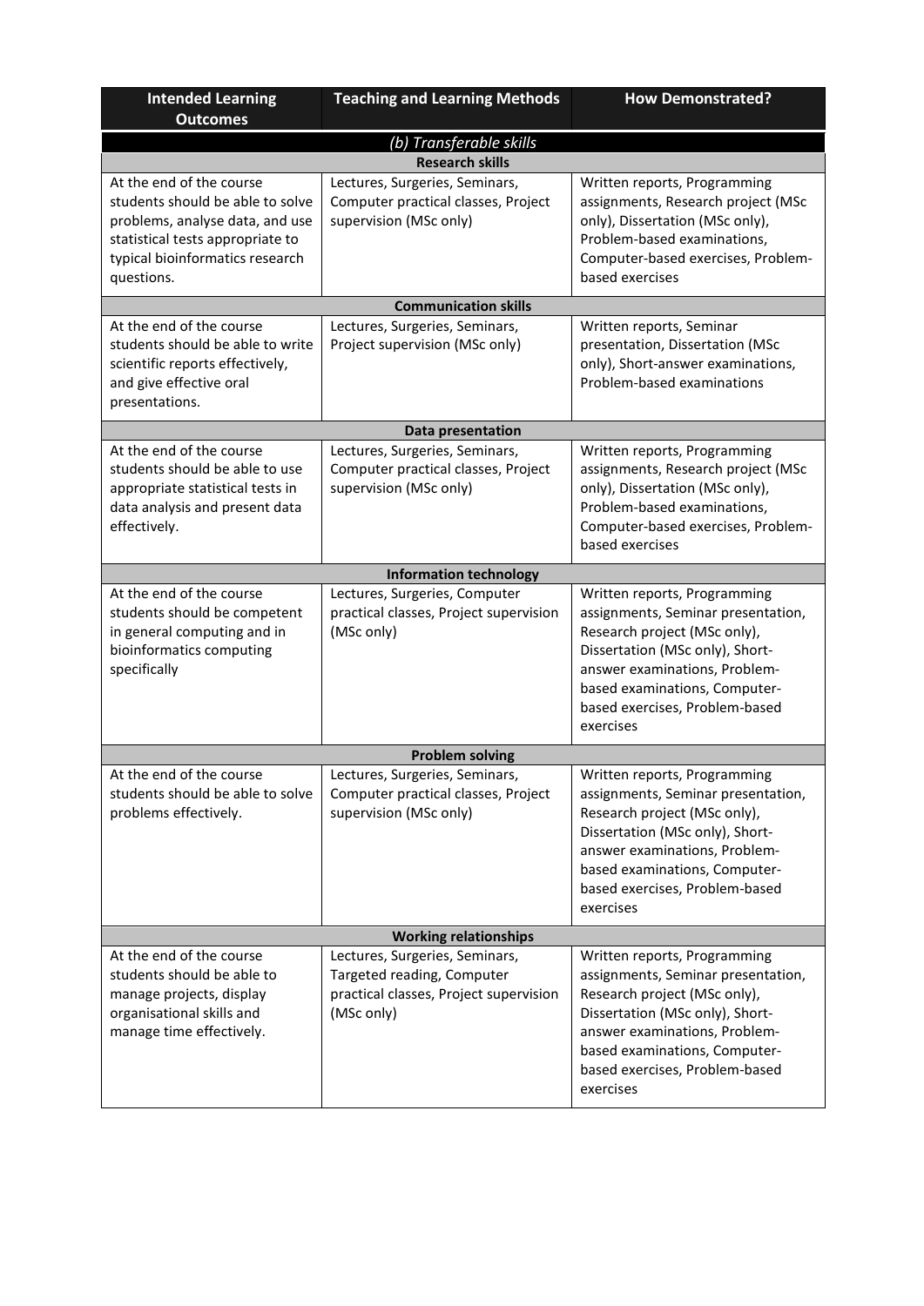| Intended Learning Outcomes | Teaching and Learning Methods | How Demonstrated? |
|---|---|---|
| *(b) Transferable skills* | | |
| **Research skills** | | |
| At the end of the course students should be able to solve problems, analyse data, and use statistical tests appropriate to typical bioinformatics research questions. | Lectures, Surgeries, Seminars, Computer practical classes, Project supervision (MSc only) | Written reports, Programming assignments, Research project (MSc only), Dissertation (MSc only), Problem-based examinations, Computer-based exercises, Problem-based exercises |
| **Communication skills** | | |
| At the end of the course students should be able to write scientific reports effectively, and give effective oral presentations. | Lectures, Surgeries, Seminars, Project supervision (MSc only) | Written reports, Seminar presentation, Dissertation (MSc only), Short-answer examinations, Problem-based examinations |
| **Data presentation** | | |
| At the end of the course students should be able to use appropriate statistical tests in data analysis and present data effectively. | Lectures, Surgeries, Seminars, Computer practical classes, Project supervision (MSc only) | Written reports, Programming assignments, Research project (MSc only), Dissertation (MSc only), Problem-based examinations, Computer-based exercises, Problem-based exercises |
| **Information technology** | | |
| At the end of the course students should be competent in general computing and in bioinformatics computing specifically | Lectures, Surgeries, Computer practical classes, Project supervision (MSc only) | Written reports, Programming assignments, Seminar presentation, Research project (MSc only), Dissertation (MSc only), Short-answer examinations, Problem-based examinations, Computer-based exercises, Problem-based exercises |
| **Problem solving** | | |
| At the end of the course students should be able to solve problems effectively. | Lectures, Surgeries, Seminars, Computer practical classes, Project supervision (MSc only) | Written reports, Programming assignments, Seminar presentation, Research project (MSc only), Dissertation (MSc only), Short-answer examinations, Problem-based examinations, Computer-based exercises, Problem-based exercises |
| **Working relationships** | | |
| At the end of the course students should be able to manage projects, display organisational skills and manage time effectively. | Lectures, Surgeries, Seminars, Targeted reading, Computer practical classes, Project supervision (MSc only) | Written reports, Programming assignments, Seminar presentation, Research project (MSc only), Dissertation (MSc only), Short-answer examinations, Problem-based examinations, Computer-based exercises, Problem-based exercises |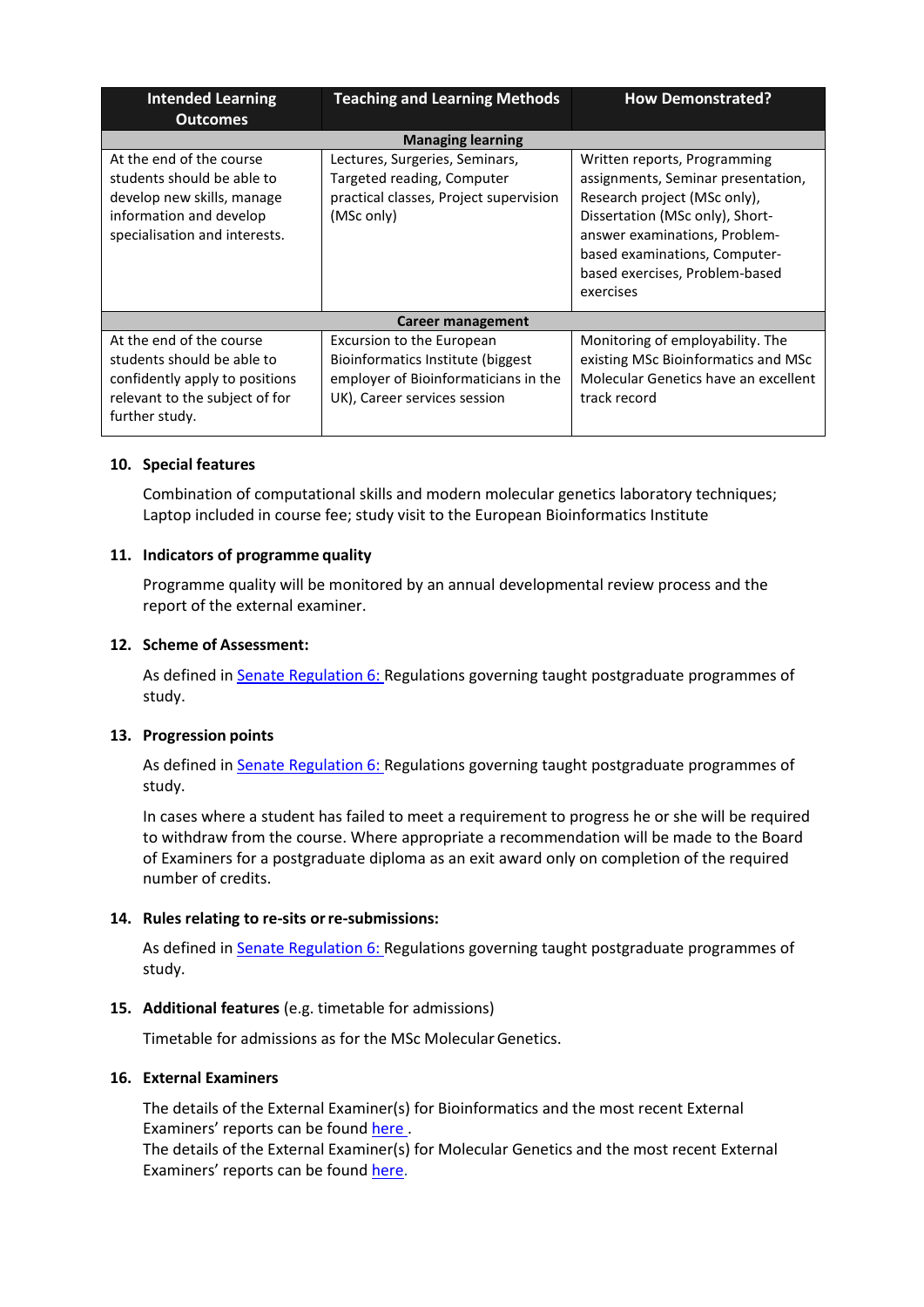| Intended Learning Outcomes | Teaching and Learning Methods | How Demonstrated? |
|---|---|---|
| **Managing learning** | | |
| At the end of the course students should be able to develop new skills, manage information and develop specialisation and interests. | Lectures, Surgeries, Seminars, Targeted reading, Computer practical classes, Project supervision (MSc only) | Written reports, Programming assignments, Seminar presentation, Research project (MSc only), Dissertation (MSc only), Short-answer examinations, Problem-based examinations, Computer-based exercises, Problem-based exercises |
| **Career management** | | |
| At the end of the course students should be able to confidently apply to positions relevant to the subject of for further study. | Excursion to the European Bioinformatics Institute (biggest employer of Bioinformaticians in the UK), Career services session | Monitoring of employability. The existing MSc Bioinformatics and MSc Molecular Genetics have an excellent track record |

## 10. Special features

Combination of computational skills and modern molecular genetics laboratory techniques; Laptop included in course fee; study visit to the European Bioinformatics Institute

## 11. Indicators of programme quality

Programme quality will be monitored by an annual developmental review process and the report of the external examiner.

## 12. Scheme of Assessment:

As defined in Senate Regulation 6: Regulations governing taught postgraduate programmes of study.

## 13. Progression points

As defined in Senate Regulation 6: Regulations governing taught postgraduate programmes of study.

In cases where a student has failed to meet a requirement to progress he or she will be required to withdraw from the course. Where appropriate a recommendation will be made to the Board of Examiners for a postgraduate diploma as an exit award only on completion of the required number of credits.

## 14. Rules relating to re-sits or re-submissions:

As defined in Senate Regulation 6: Regulations governing taught postgraduate programmes of study.

## 15. Additional features (e.g. timetable for admissions)

Timetable for admissions as for the MSc Molecular Genetics.

## 16. External Examiners

The details of the External Examiner(s) for Bioinformatics and the most recent External Examiners' reports can be found here .
The details of the External Examiner(s) for Molecular Genetics and the most recent External Examiners' reports can be found here.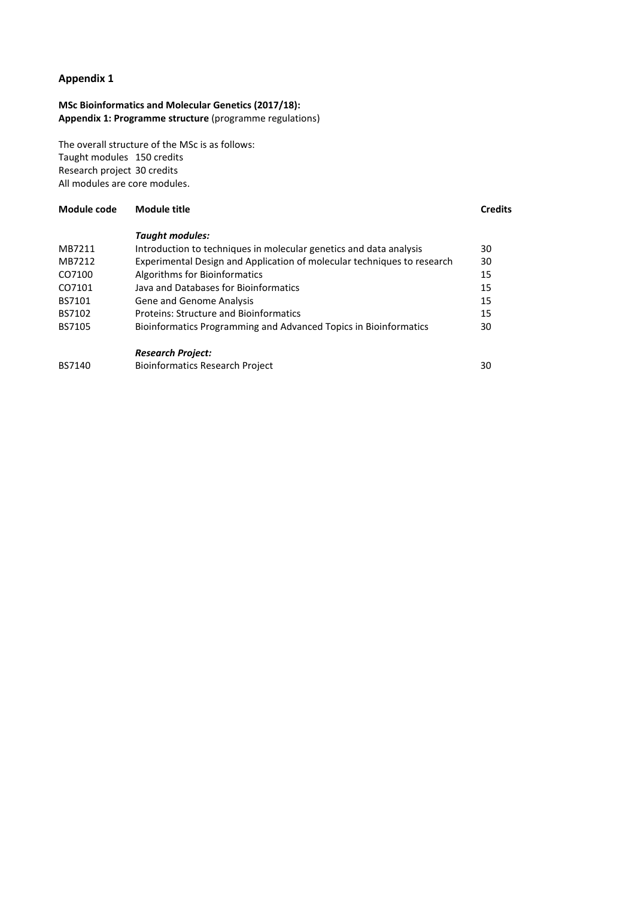## Appendix 1

**MSc Bioinformatics and Molecular Genetics (2017/18):**
**Appendix 1: Programme structure** (programme regulations)

The overall structure of the MSc is as follows:
Taught modules 150 credits
Research project 30 credits
All modules are core modules.

| Module code | Module title | Credits |
|---|---|---|
| | ***Taught modules:*** | |
| MB7211 | Introduction to techniques in molecular genetics and data analysis | 30 |
| MB7212 | Experimental Design and Application of molecular techniques to research | 30 |
| CO7100 | Algorithms for Bioinformatics | 15 |
| CO7101 | Java and Databases for Bioinformatics | 15 |
| BS7101 | Gene and Genome Analysis | 15 |
| BS7102 | Proteins: Structure and Bioinformatics | 15 |
| BS7105 | Bioinformatics Programming and Advanced Topics in Bioinformatics | 30 |
| | ***Research Project:*** | |
| BS7140 | Bioinformatics Research Project | 30 |